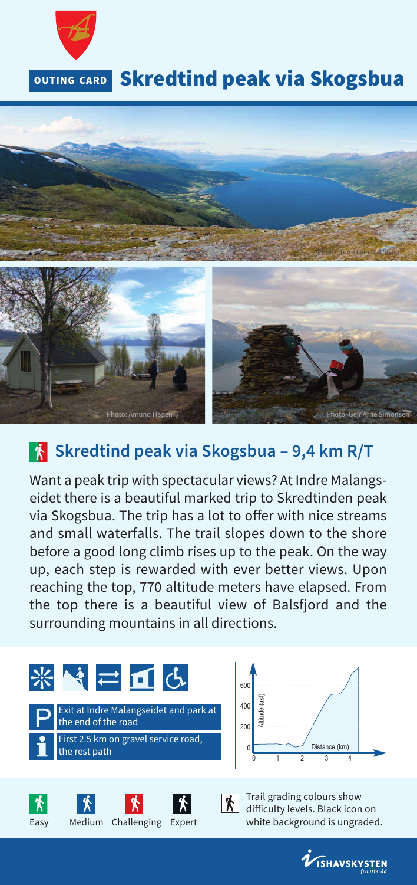OUTING CARD

# Skredtind peak via Skogsbua

Photo: Terje Lein Mathisen

Photo: Amund Hagen

Photo: Geir Arne Simonsen

## Skredtind peak via Skogsbua – 9,4 km R/T

Want a peak trip with spectacular views? At Indre Malangseidet there is a beautiful marked trip to Skredtinden peak via Skogsbua. The trip has a lot to offer with nice streams and small waterfalls. The trail slopes down to the shore before a good long climb rises up to the peak. On the way up, each step is rewarded with ever better views. Upon reaching the top, 770 altitude meters have elapsed. From the top there is a beautiful view of Balsfjord and the surrounding mountains in all directions.

**P** Exit at Indre Malangseidet and park at the end of the road

**i** First 2.5 km on gravel service road, the rest path

Altitude (asl): 0, 200, 400, 600
Distance (km): 0, 1, 2, 3, 4

Easy · Medium · Challenging · Expert

Trail grading colours show difficulty levels. Black icon on white background is ungraded.

ISHAVSKYSTEN friluftsråd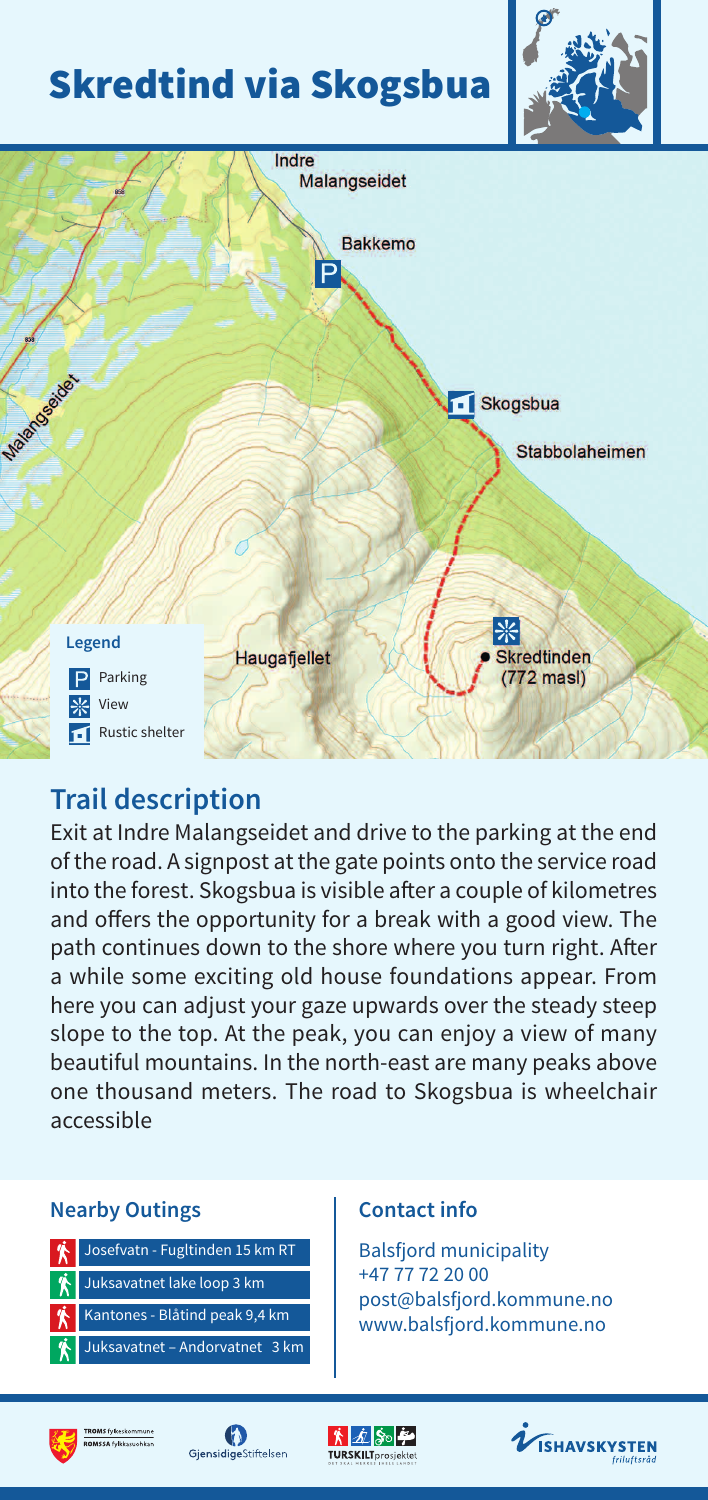# Skredtind via Skogsbua

Indre Malangseidet

Bakkemo

Skogsbua

Stabbolaheimen

Malangseidet

Haugafjellet

Skredtinden (772 masl)

**Legend**

- Parking
- View
- Rustic shelter

## Trail description

Exit at Indre Malangseidet and drive to the parking at the end of the road. A signpost at the gate points onto the service road into the forest. Skogsbua is visible after a couple of kilometres and offers the opportunity for a break with a good view. The path continues down to the shore where you turn right. After a while some exciting old house foundations appear. From here you can adjust your gaze upwards over the steady steep slope to the top. At the peak, you can enjoy a view of many beautiful mountains. In the north-east are many peaks above one thousand meters. The road to Skogsbua is wheelchair accessible

### Nearby Outings

- Josefvatn - Fugltinden 15 km RT
- Juksavatnet lake loop 3 km
- Kantones - Blåtind peak 9,4 km
- Juksavatnet – Andorvatnet 3 km

### Contact info

Balsfjord municipality
+47 77 72 20 00
post@balsfjord.kommune.no
www.balsfjord.kommune.no

TROMS fylkeskommune
ROMSSA fylkkasuohkan

GjensidigeStiftelsen

TURSKILTprosjektet

ISHAVSKYSTEN friluftsråd